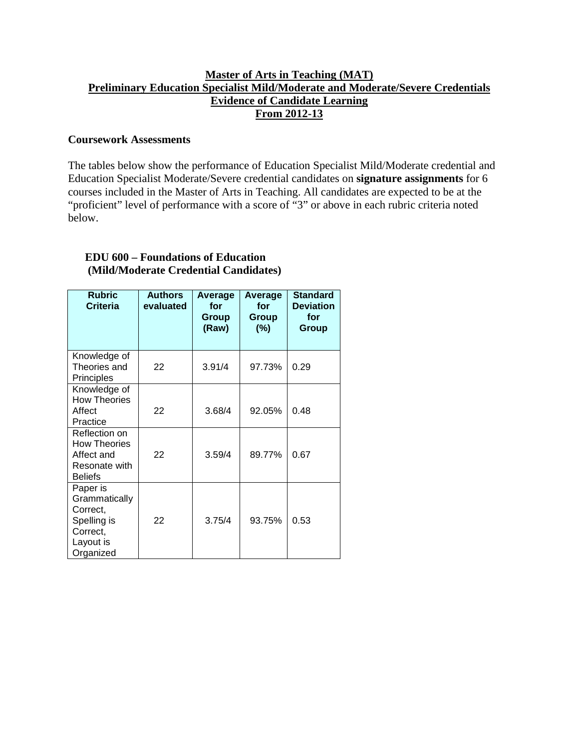# Master of Arts in Teaching (MAT)
# Preliminary Education Specialist Mild/Moderate and Moderate/Severe Credentials
# Evidence of Candidate Learning
# From 2012-13

**Coursework Assessments**

The tables below show the performance of Education Specialist Mild/Moderate credential and Education Specialist Moderate/Severe credential candidates on **signature assignments** for 6 courses included in the Master of Arts in Teaching. All candidates are expected to be at the "proficient" level of performance with a score of "3" or above in each rubric criteria noted below.

**EDU 600 – Foundations of Education**
**(Mild/Moderate Credential Candidates)**

| Rubric Criteria | Authors evaluated | Average for Group (Raw) | Average for Group (%) | Standard Deviation for Group |
|---|---|---|---|---|
| Knowledge of Theories and Principles | 22 | 3.91/4 | 97.73% | 0.29 |
| Knowledge of How Theories Affect Practice | 22 | 3.68/4 | 92.05% | 0.48 |
| Reflection on How Theories Affect and Resonate with Beliefs | 22 | 3.59/4 | 89.77% | 0.67 |
| Paper is Grammatically Correct, Spelling is Correct, Layout is Organized | 22 | 3.75/4 | 93.75% | 0.53 |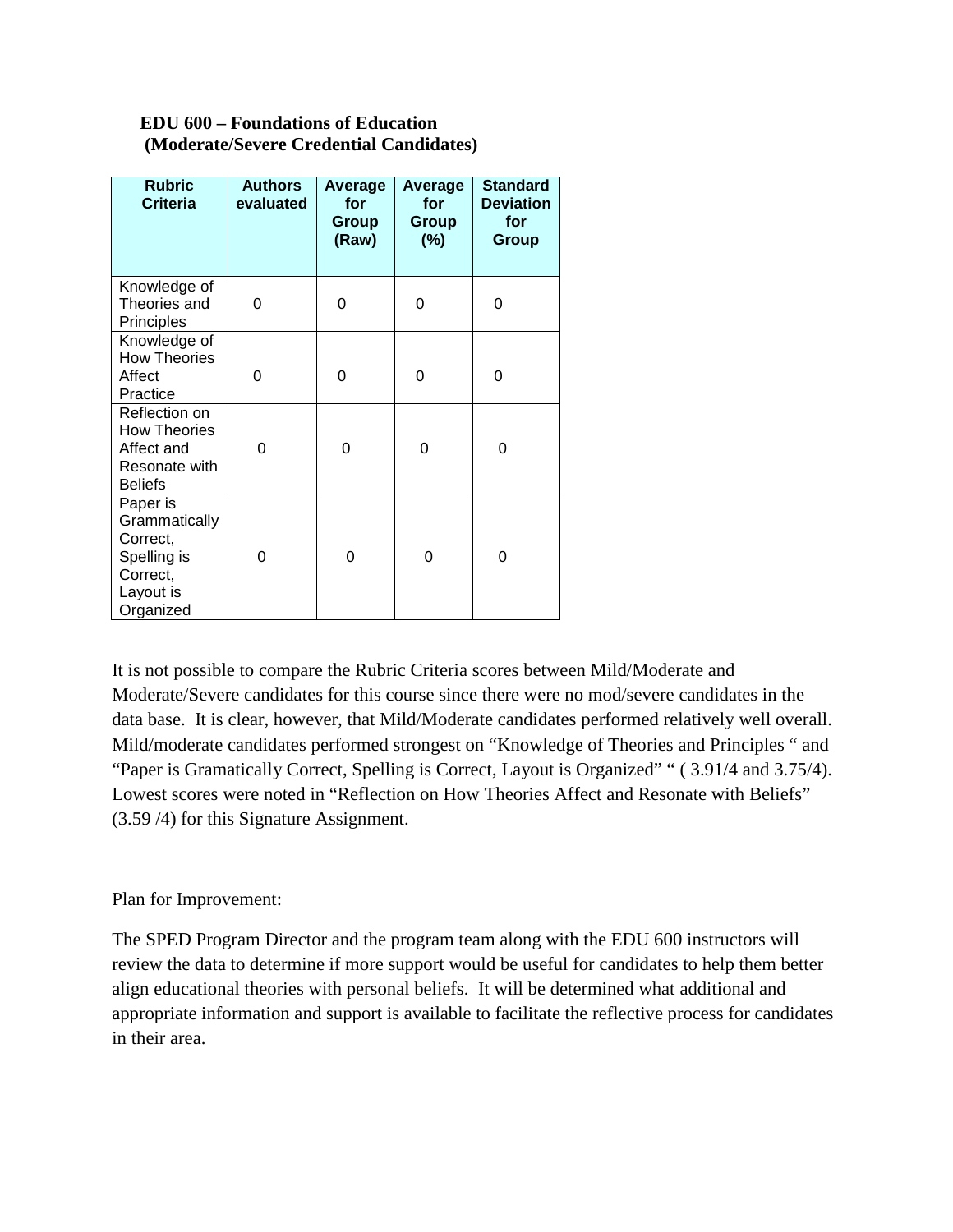**EDU 600 – Foundations of Education**
**(Moderate/Severe Credential Candidates)**

| Rubric Criteria | Authors evaluated | Average for Group (Raw) | Average for Group (%) | Standard Deviation for Group |
|---|---|---|---|---|
| Knowledge of Theories and Principles | 0 | 0 | 0 | 0 |
| Knowledge of How Theories Affect Practice | 0 | 0 | 0 | 0 |
| Reflection on How Theories Affect and Resonate with Beliefs | 0 | 0 | 0 | 0 |
| Paper is Grammatically Correct, Spelling is Correct, Layout is Organized | 0 | 0 | 0 | 0 |

It is not possible to compare the Rubric Criteria scores between Mild/Moderate and Moderate/Severe candidates for this course since there were no mod/severe candidates in the data base. It is clear, however, that Mild/Moderate candidates performed relatively well overall. Mild/moderate candidates performed strongest on "Knowledge of Theories and Principles " and "Paper is Gramatically Correct, Spelling is Correct, Layout is Organized" " ( 3.91/4 and 3.75/4). Lowest scores were noted in "Reflection on How Theories Affect and Resonate with Beliefs" (3.59 /4) for this Signature Assignment.

Plan for Improvement:

The SPED Program Director and the program team along with the EDU 600 instructors will review the data to determine if more support would be useful for candidates to help them better align educational theories with personal beliefs. It will be determined what additional and appropriate information and support is available to facilitate the reflective process for candidates in their area.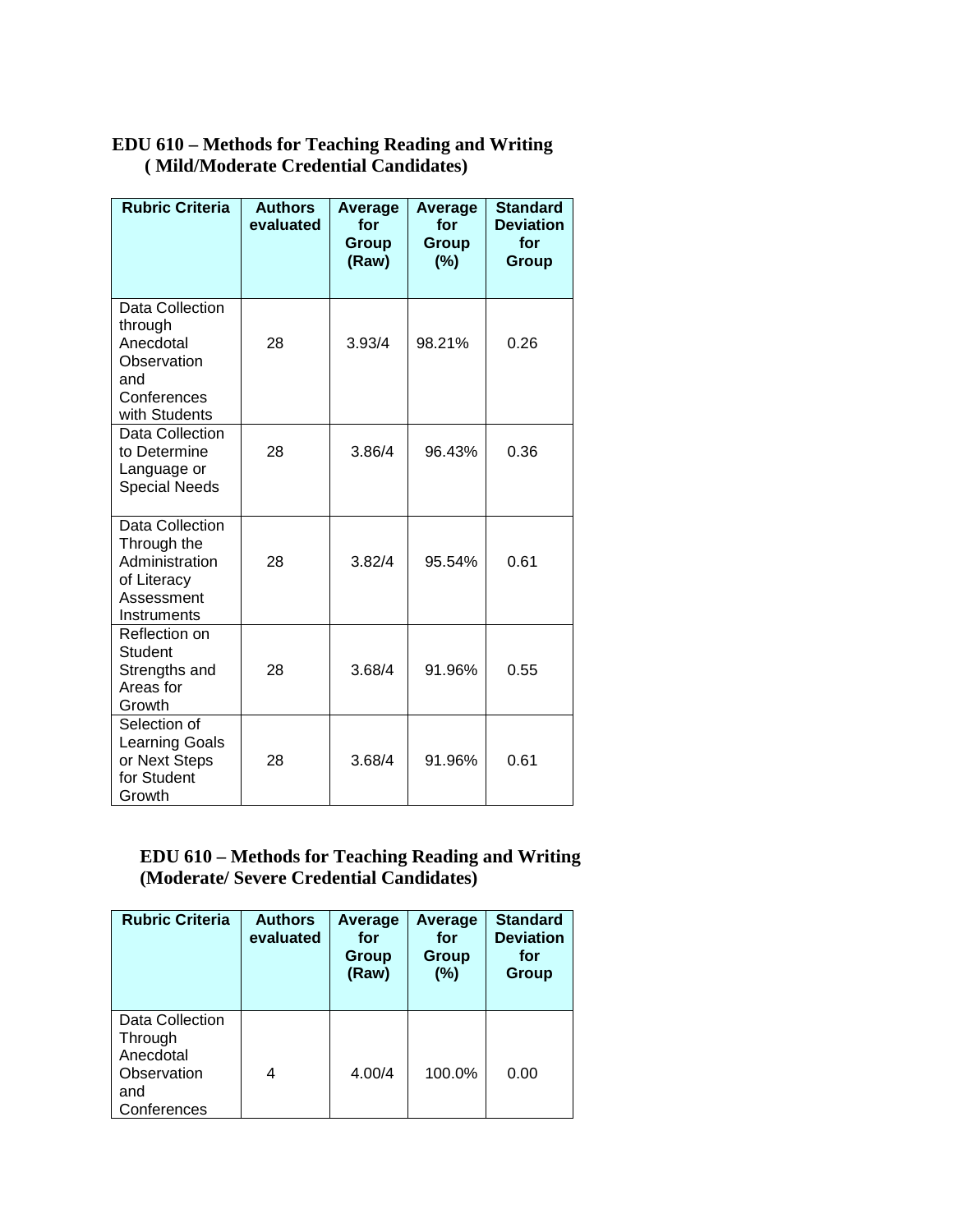**EDU 610 – Methods for Teaching Reading and Writing ( Mild/Moderate Credential Candidates)**

| Rubric Criteria | Authors evaluated | Average for Group (Raw) | Average for Group (%) | Standard Deviation for Group |
|---|---|---|---|---|
| Data Collection through Anecdotal Observation and Conferences with Students | 28 | 3.93/4 | 98.21% | 0.26 |
| Data Collection to Determine Language or Special Needs | 28 | 3.86/4 | 96.43% | 0.36 |
| Data Collection Through the Administration of Literacy Assessment Instruments | 28 | 3.82/4 | 95.54% | 0.61 |
| Reflection on Student Strengths and Areas for Growth | 28 | 3.68/4 | 91.96% | 0.55 |
| Selection of Learning Goals or Next Steps for Student Growth | 28 | 3.68/4 | 91.96% | 0.61 |

**EDU 610 – Methods for Teaching Reading and Writing (Moderate/ Severe Credential Candidates)**

| Rubric Criteria | Authors evaluated | Average for Group (Raw) | Average for Group (%) | Standard Deviation for Group |
|---|---|---|---|---|
| Data Collection Through Anecdotal Observation and Conferences | 4 | 4.00/4 | 100.0% | 0.00 |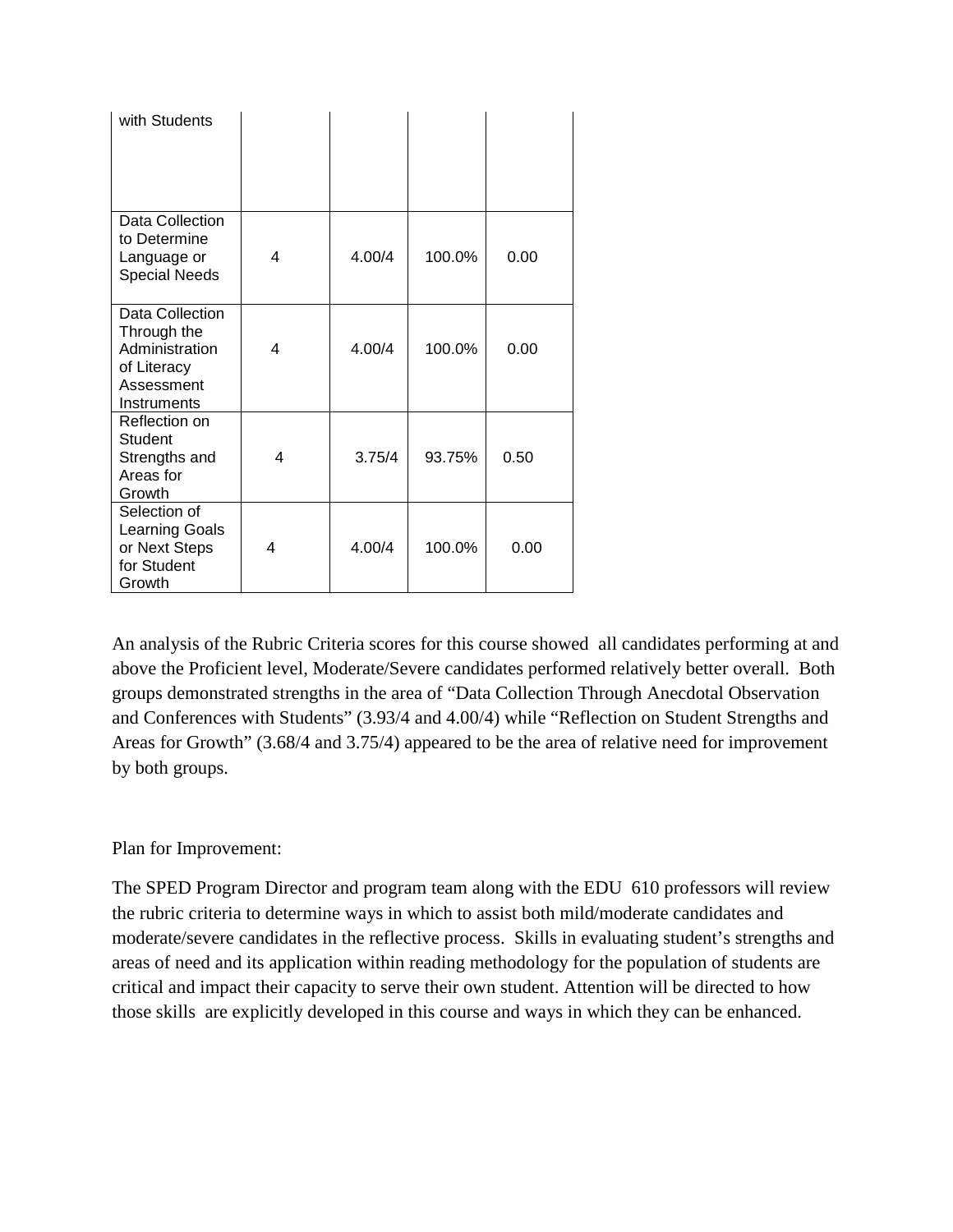| | | | | |
|---|---|---|---|---|
| with Students | | | | |
| Data Collection to Determine Language or Special Needs | 4 | 4.00/4 | 100.0% | 0.00 |
| Data Collection Through the Administration of Literacy Assessment Instruments | 4 | 4.00/4 | 100.0% | 0.00 |
| Reflection on Student Strengths and Areas for Growth | 4 | 3.75/4 | 93.75% | 0.50 |
| Selection of Learning Goals or Next Steps for Student Growth | 4 | 4.00/4 | 100.0% | 0.00 |

An analysis of the Rubric Criteria scores for this course showed all candidates performing at and above the Proficient level, Moderate/Severe candidates performed relatively better overall. Both groups demonstrated strengths in the area of "Data Collection Through Anecdotal Observation and Conferences with Students" (3.93/4 and 4.00/4) while "Reflection on Student Strengths and Areas for Growth" (3.68/4 and 3.75/4) appeared to be the area of relative need for improvement by both groups.

Plan for Improvement:

The SPED Program Director and program team along with the EDU 610 professors will review the rubric criteria to determine ways in which to assist both mild/moderate candidates and moderate/severe candidates in the reflective process. Skills in evaluating student's strengths and areas of need and its application within reading methodology for the population of students are critical and impact their capacity to serve their own student. Attention will be directed to how those skills are explicitly developed in this course and ways in which they can be enhanced.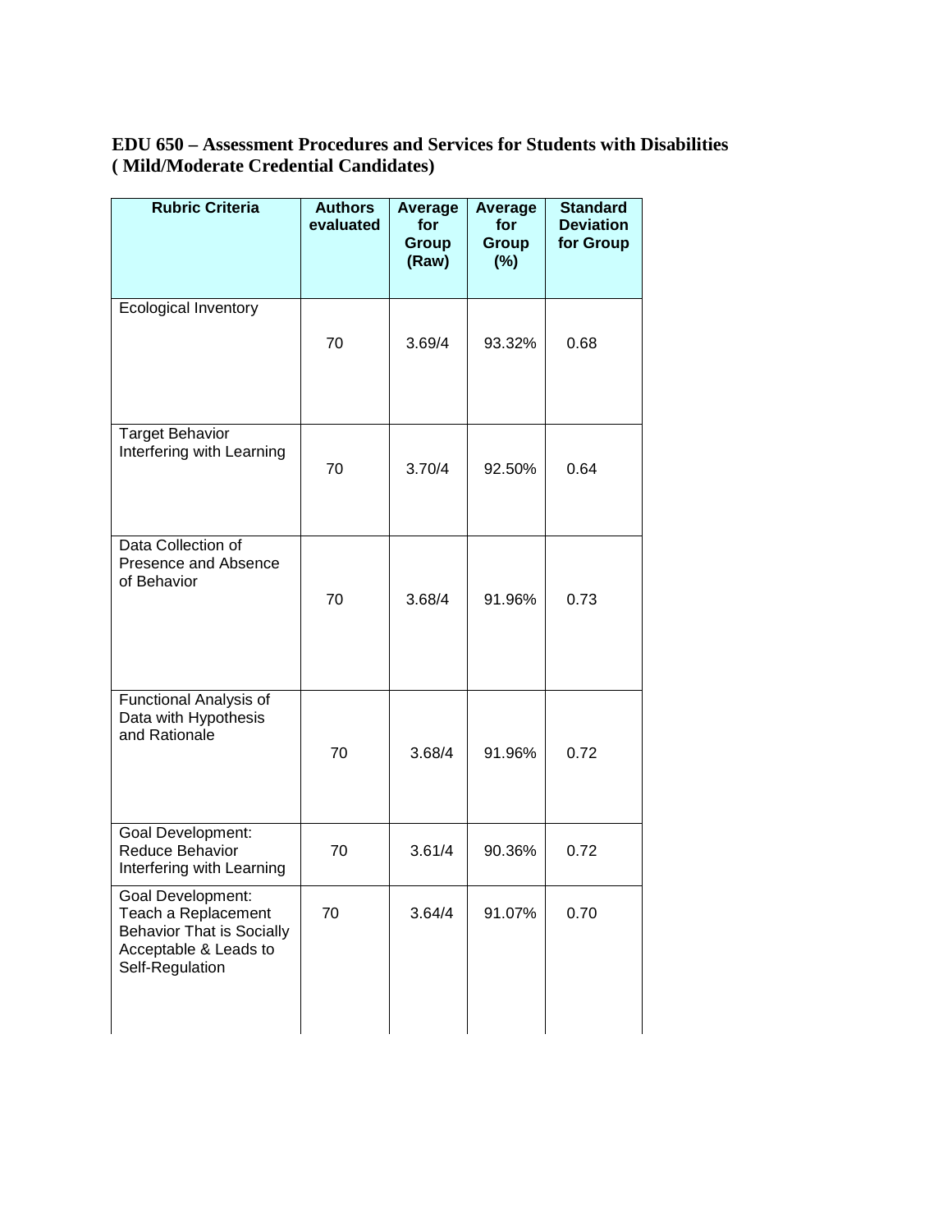**EDU 650 – Assessment Procedures and Services for Students with Disabilities ( Mild/Moderate Credential Candidates)**

| Rubric Criteria | Authors evaluated | Average for Group (Raw) | Average for Group (%) | Standard Deviation for Group |
| --- | --- | --- | --- | --- |
| Ecological Inventory | 70 | 3.69/4 | 93.32% | 0.68 |
| Target Behavior Interfering with Learning | 70 | 3.70/4 | 92.50% | 0.64 |
| Data Collection of Presence and Absence of Behavior | 70 | 3.68/4 | 91.96% | 0.73 |
| Functional Analysis of Data with Hypothesis and Rationale | 70 | 3.68/4 | 91.96% | 0.72 |
| Goal Development: Reduce Behavior Interfering with Learning | 70 | 3.61/4 | 90.36% | 0.72 |
| Goal Development: Teach a Replacement Behavior That is Socially Acceptable & Leads to Self-Regulation | 70 | 3.64/4 | 91.07% | 0.70 |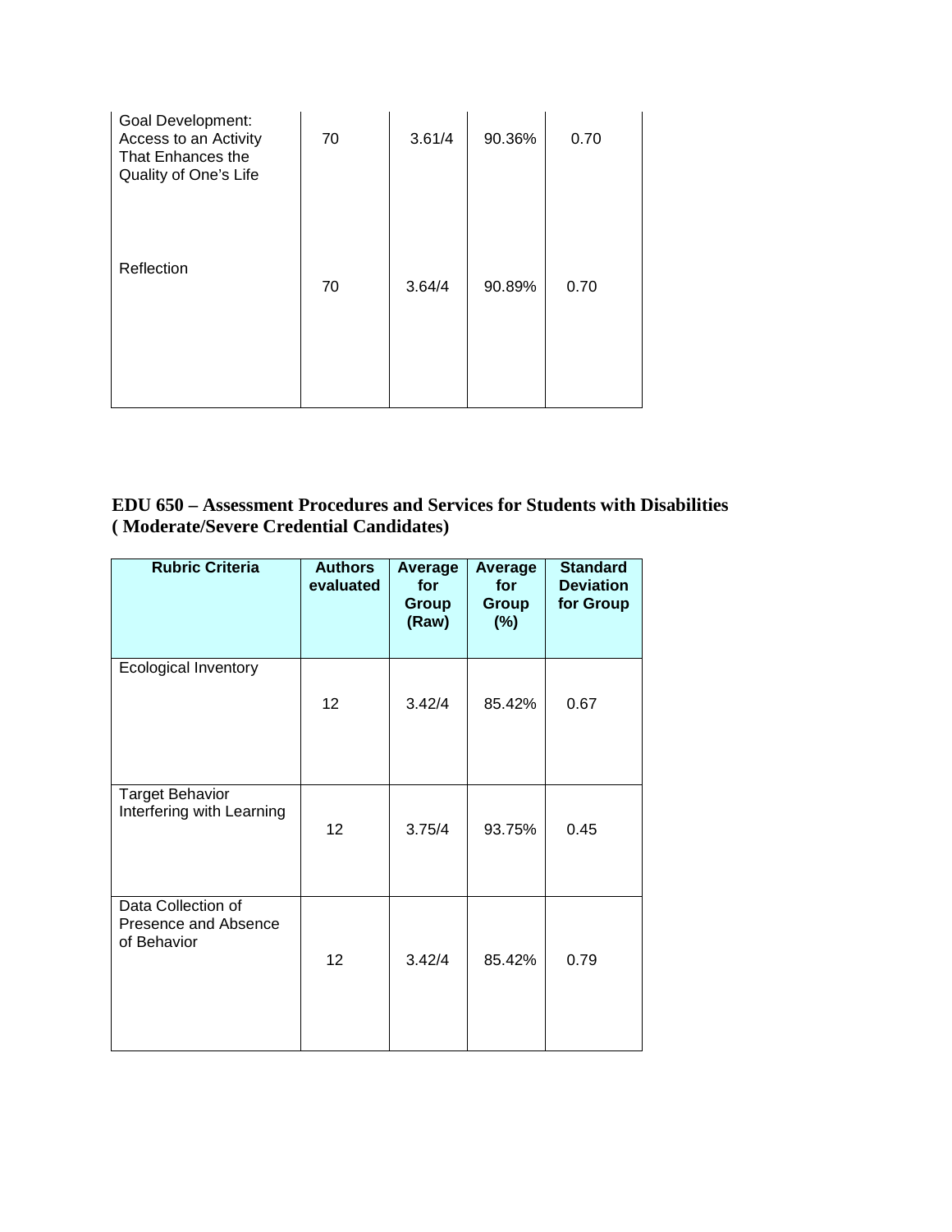| Goal Development: Access to an Activity That Enhances the Quality of One's Life | 70 | 3.61/4 | 90.36% | 0.70 |
|---|---|---|---|---|
| Reflection | 70 | 3.64/4 | 90.89% | 0.70 |

**EDU 650 – Assessment Procedures and Services for Students with Disabilities ( Moderate/Severe Credential Candidates)**

| Rubric Criteria | Authors evaluated | Average for Group (Raw) | Average for Group (%) | Standard Deviation for Group |
|---|---|---|---|---|
| Ecological Inventory | 12 | 3.42/4 | 85.42% | 0.67 |
| Target Behavior Interfering with Learning | 12 | 3.75/4 | 93.75% | 0.45 |
| Data Collection of Presence and Absence of Behavior | 12 | 3.42/4 | 85.42% | 0.79 |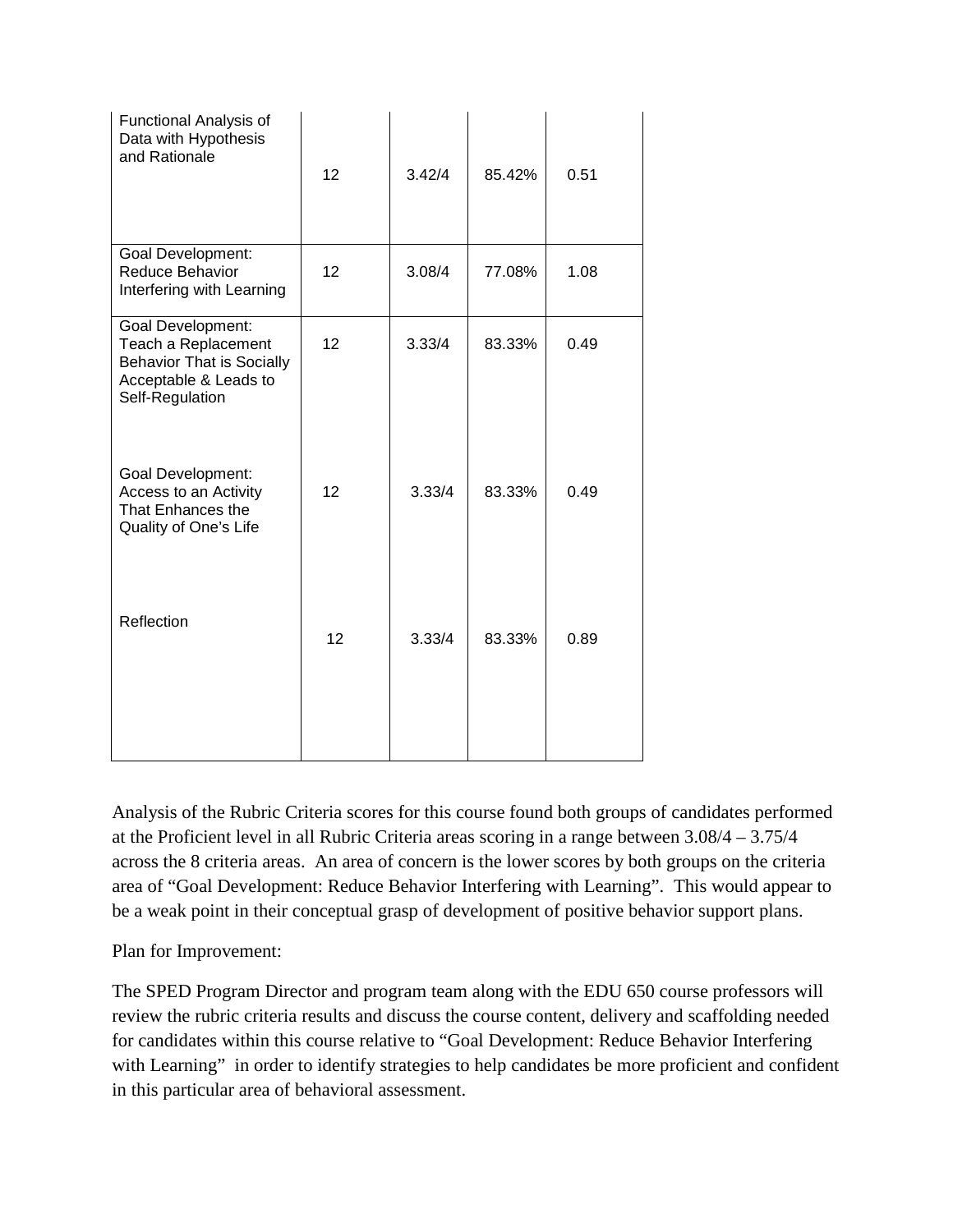| | | | | |
|---|---|---|---|---|
| Functional Analysis of Data with Hypothesis and Rationale | 12 | 3.42/4 | 85.42% | 0.51 |
| Goal Development: Reduce Behavior Interfering with Learning | 12 | 3.08/4 | 77.08% | 1.08 |
| Goal Development: Teach a Replacement Behavior That is Socially Acceptable & Leads to Self-Regulation | 12 | 3.33/4 | 83.33% | 0.49 |
| Goal Development: Access to an Activity That Enhances the Quality of One's Life | 12 | 3.33/4 | 83.33% | 0.49 |
| Reflection | 12 | 3.33/4 | 83.33% | 0.89 |

Analysis of the Rubric Criteria scores for this course found both groups of candidates performed at the Proficient level in all Rubric Criteria areas scoring in a range between 3.08/4 – 3.75/4 across the 8 criteria areas. An area of concern is the lower scores by both groups on the criteria area of "Goal Development: Reduce Behavior Interfering with Learning". This would appear to be a weak point in their conceptual grasp of development of positive behavior support plans.

Plan for Improvement:

The SPED Program Director and program team along with the EDU 650 course professors will review the rubric criteria results and discuss the course content, delivery and scaffolding needed for candidates within this course relative to "Goal Development: Reduce Behavior Interfering with Learning" in order to identify strategies to help candidates be more proficient and confident in this particular area of behavioral assessment.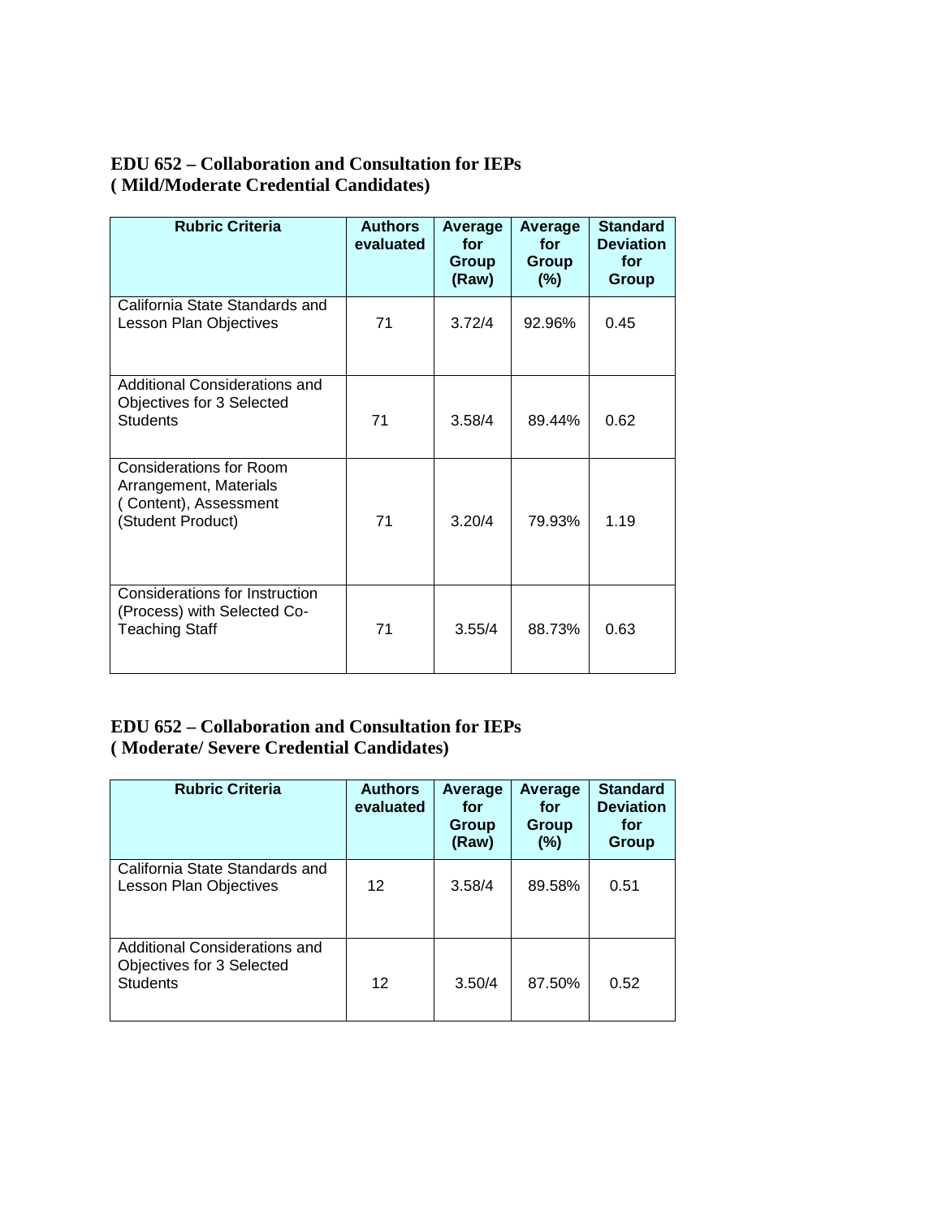**EDU 652 – Collaboration and Consultation for IEPs**
**( Mild/Moderate Credential Candidates)**

| Rubric Criteria | Authors evaluated | Average for Group (Raw) | Average for Group (%) | Standard Deviation for Group |
|---|---|---|---|---|
| California State Standards and Lesson Plan Objectives | 71 | 3.72/4 | 92.96% | 0.45 |
| Additional Considerations and Objectives for 3 Selected Students | 71 | 3.58/4 | 89.44% | 0.62 |
| Considerations for Room Arrangement, Materials ( Content), Assessment (Student Product) | 71 | 3.20/4 | 79.93% | 1.19 |
| Considerations for Instruction (Process) with Selected Co-Teaching Staff | 71 | 3.55/4 | 88.73% | 0.63 |

**EDU 652 – Collaboration and Consultation for IEPs**
**( Moderate/ Severe Credential Candidates)**

| Rubric Criteria | Authors evaluated | Average for Group (Raw) | Average for Group (%) | Standard Deviation for Group |
|---|---|---|---|---|
| California State Standards and Lesson Plan Objectives | 12 | 3.58/4 | 89.58% | 0.51 |
| Additional Considerations and Objectives for 3 Selected Students | 12 | 3.50/4 | 87.50% | 0.52 |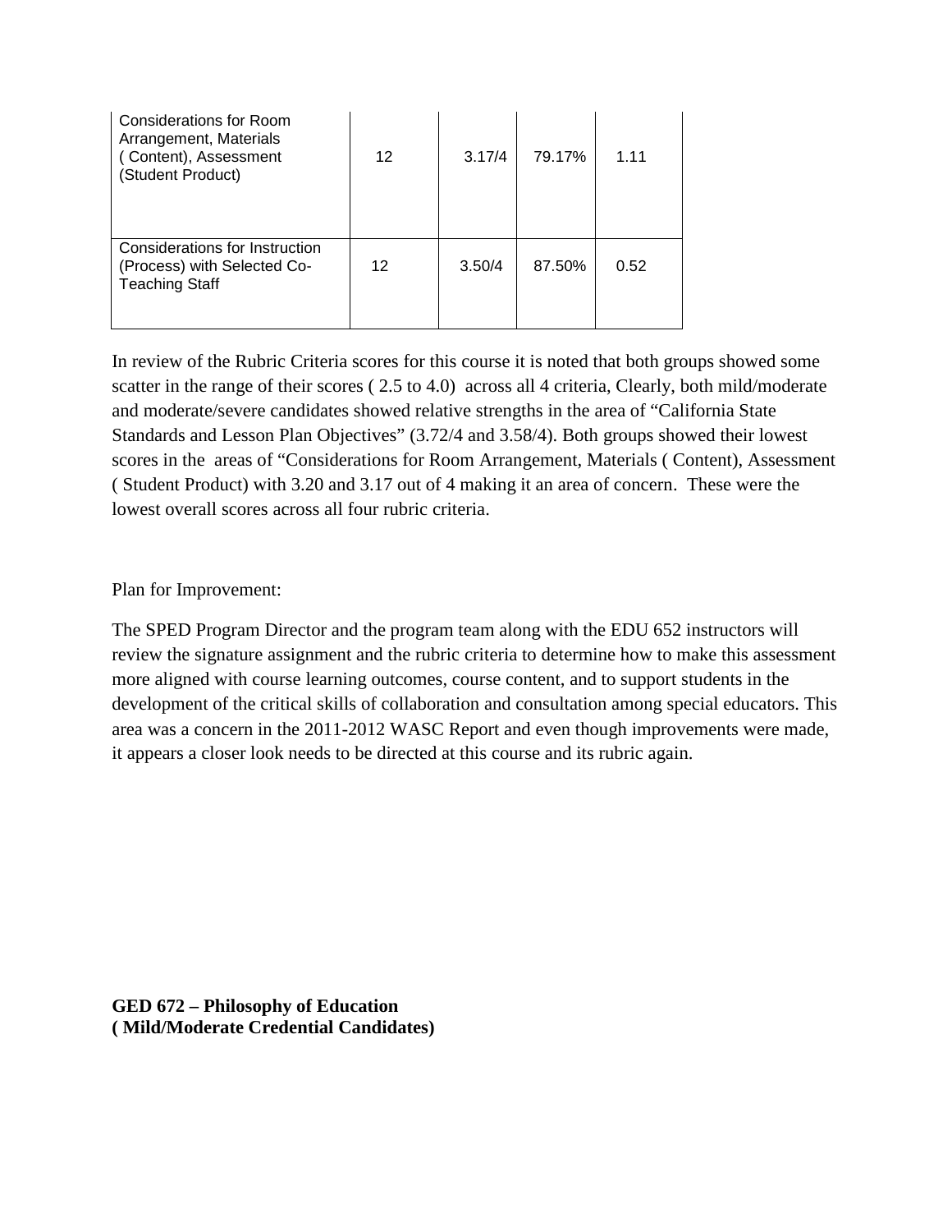| | | | | |
|---|---|---|---|---|
| Considerations for Room Arrangement, Materials ( Content), Assessment (Student Product) | 12 | 3.17/4 | 79.17% | 1.11 |
| Considerations for Instruction (Process) with Selected Co-Teaching Staff | 12 | 3.50/4 | 87.50% | 0.52 |

In review of the Rubric Criteria scores for this course it is noted that both groups showed some scatter in the range of their scores ( 2.5 to 4.0) across all 4 criteria, Clearly, both mild/moderate and moderate/severe candidates showed relative strengths in the area of "California State Standards and Lesson Plan Objectives" (3.72/4 and 3.58/4). Both groups showed their lowest scores in the areas of "Considerations for Room Arrangement, Materials ( Content), Assessment ( Student Product) with 3.20 and 3.17 out of 4 making it an area of concern. These were the lowest overall scores across all four rubric criteria.

Plan for Improvement:

The SPED Program Director and the program team along with the EDU 652 instructors will review the signature assignment and the rubric criteria to determine how to make this assessment more aligned with course learning outcomes, course content, and to support students in the development of the critical skills of collaboration and consultation among special educators. This area was a concern in the 2011-2012 WASC Report and even though improvements were made, it appears a closer look needs to be directed at this course and its rubric again.

**GED 672 – Philosophy of Education**
**( Mild/Moderate Credential Candidates)**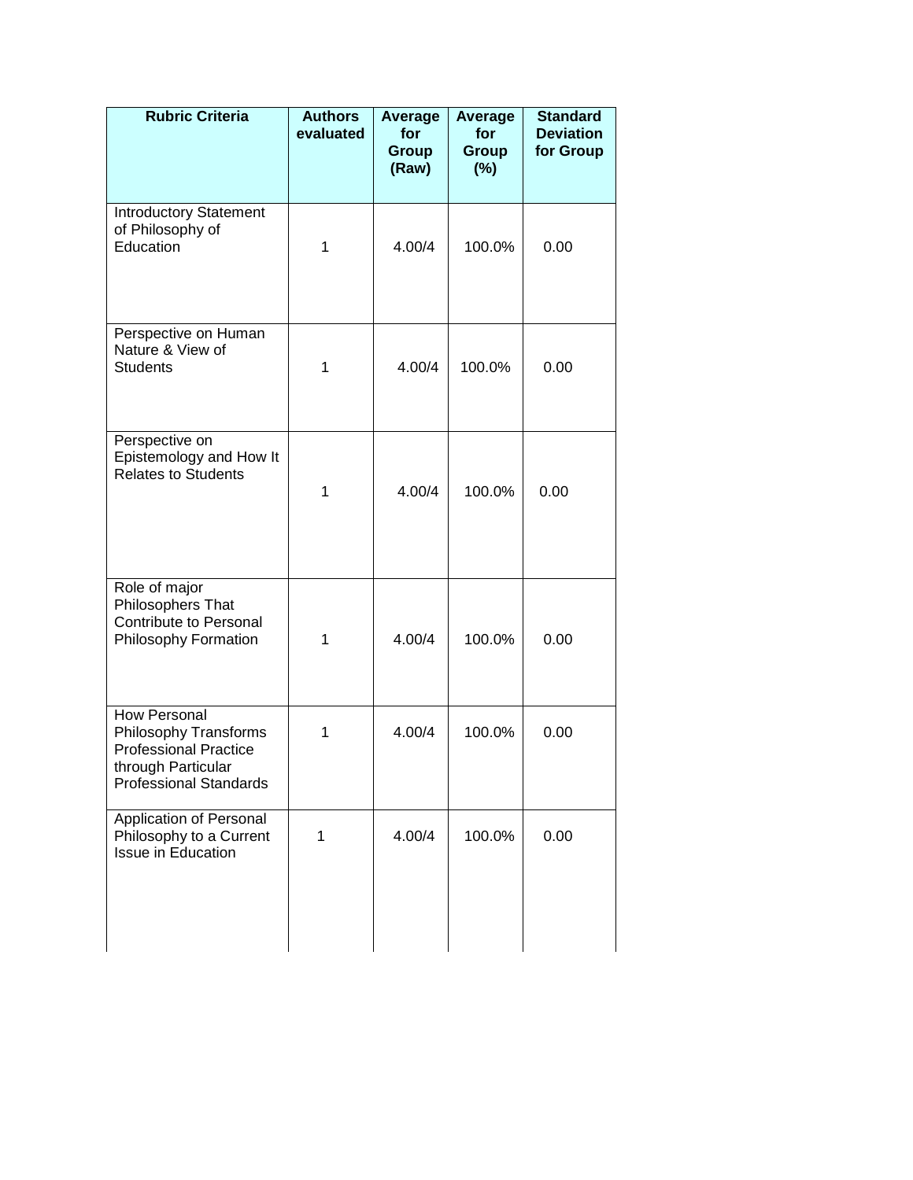| Rubric Criteria | Authors evaluated | Average for Group (Raw) | Average for Group (%) | Standard Deviation for Group |
|---|---|---|---|---|
| Introductory Statement of Philosophy of Education | 1 | 4.00/4 | 100.0% | 0.00 |
| Perspective on Human Nature & View of Students | 1 | 4.00/4 | 100.0% | 0.00 |
| Perspective on Epistemology and How It Relates to Students | 1 | 4.00/4 | 100.0% | 0.00 |
| Role of major Philosophers That Contribute to Personal Philosophy Formation | 1 | 4.00/4 | 100.0% | 0.00 |
| How Personal Philosophy Transforms Professional Practice through Particular Professional Standards | 1 | 4.00/4 | 100.0% | 0.00 |
| Application of Personal Philosophy to a Current Issue in Education | 1 | 4.00/4 | 100.0% | 0.00 |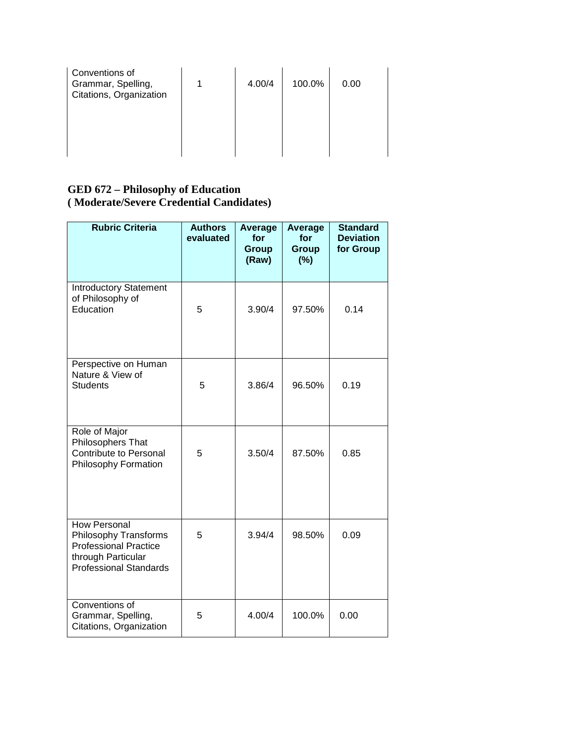| Conventions of Grammar, Spelling, Citations, Organization | 1 | 4.00/4 | 100.0% | 0.00 |
|---|---|---|---|---|

**GED 672 – Philosophy of Education**
**( Moderate/Severe Credential Candidates)**

| Rubric Criteria | Authors evaluated | Average for Group (Raw) | Average for Group (%) | Standard Deviation for Group |
|---|---|---|---|---|
| Introductory Statement of Philosophy of Education | 5 | 3.90/4 | 97.50% | 0.14 |
| Perspective on Human Nature & View of Students | 5 | 3.86/4 | 96.50% | 0.19 |
| Role of Major Philosophers That Contribute to Personal Philosophy Formation | 5 | 3.50/4 | 87.50% | 0.85 |
| How Personal Philosophy Transforms Professional Practice through Particular Professional Standards | 5 | 3.94/4 | 98.50% | 0.09 |
| Conventions of Grammar, Spelling, Citations, Organization | 5 | 4.00/4 | 100.0% | 0.00 |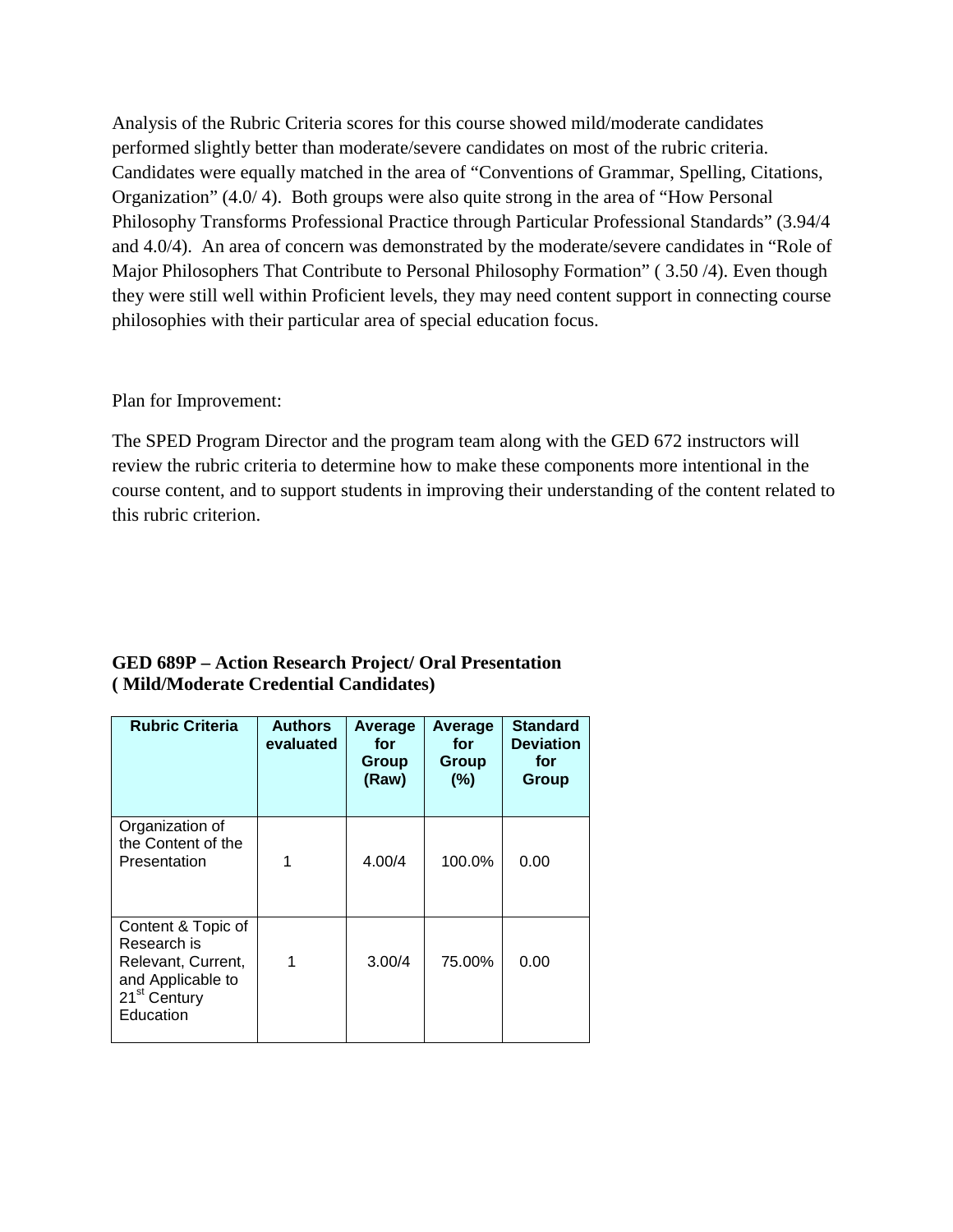Analysis of the Rubric Criteria scores for this course showed mild/moderate candidates performed slightly better than moderate/severe candidates on most of the rubric criteria. Candidates were equally matched in the area of "Conventions of Grammar, Spelling, Citations, Organization" (4.0/ 4). Both groups were also quite strong in the area of "How Personal Philosophy Transforms Professional Practice through Particular Professional Standards" (3.94/4 and 4.0/4). An area of concern was demonstrated by the moderate/severe candidates in "Role of Major Philosophers That Contribute to Personal Philosophy Formation" ( 3.50 /4). Even though they were still well within Proficient levels, they may need content support in connecting course philosophies with their particular area of special education focus.

Plan for Improvement:

The SPED Program Director and the program team along with the GED 672 instructors will review the rubric criteria to determine how to make these components more intentional in the course content, and to support students in improving their understanding of the content related to this rubric criterion.

**GED 689P – Action Research Project/ Oral Presentation ( Mild/Moderate Credential Candidates)**

| Rubric Criteria | Authors evaluated | Average for Group (Raw) | Average for Group (%) | Standard Deviation for Group |
|---|---|---|---|---|
| Organization of the Content of the Presentation | 1 | 4.00/4 | 100.0% | 0.00 |
| Content & Topic of Research is Relevant, Current, and Applicable to 21st Century Education | 1 | 3.00/4 | 75.00% | 0.00 |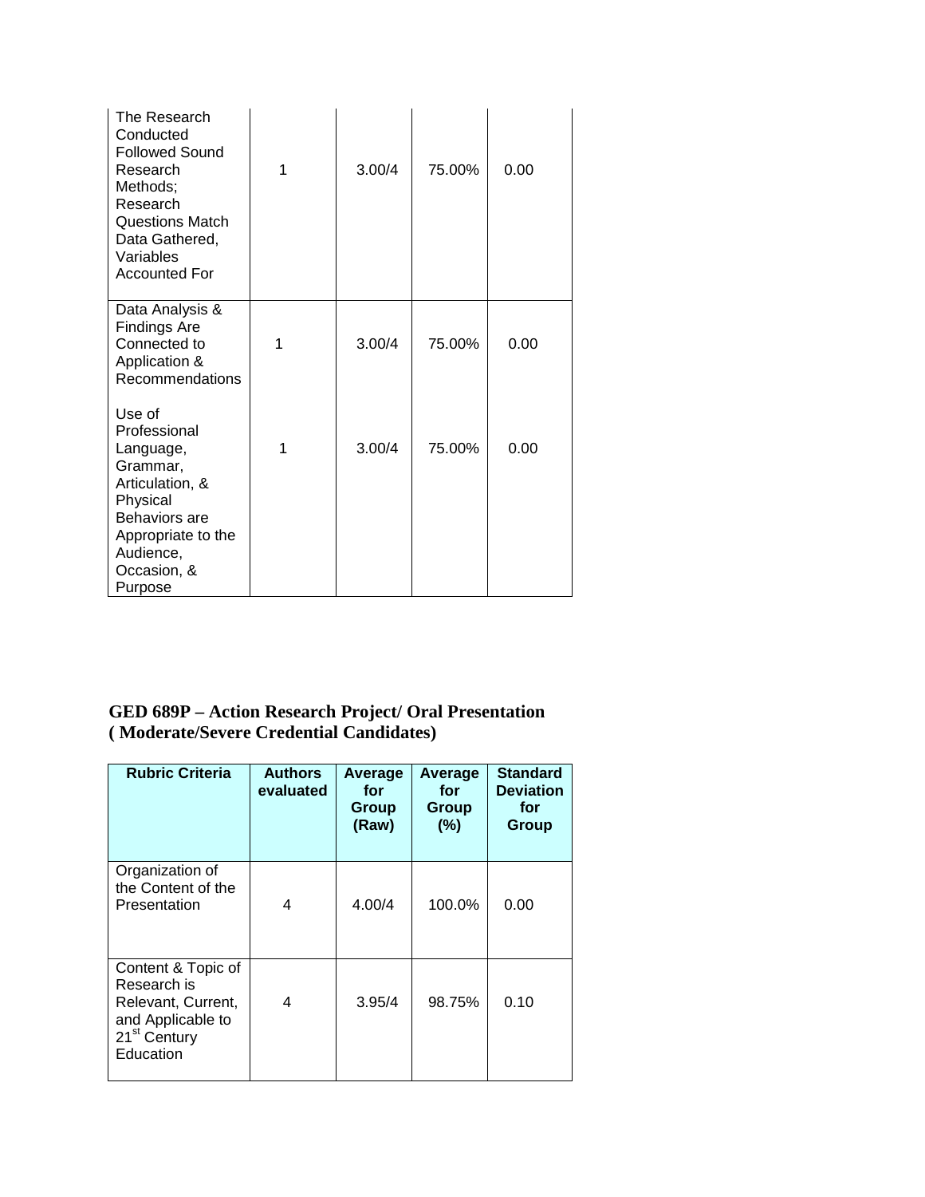| | | | | |
|---|---|---|---|---|
| The Research Conducted Followed Sound Research Methods; Research Questions Match Data Gathered, Variables Accounted For | 1 | 3.00/4 | 75.00% | 0.00 |
| Data Analysis & Findings Are Connected to Application & Recommendations | 1 | 3.00/4 | 75.00% | 0.00 |
| Use of Professional Language, Grammar, Articulation, & Physical Behaviors are Appropriate to the Audience, Occasion, & Purpose | 1 | 3.00/4 | 75.00% | 0.00 |

### GED 689P – Action Research Project/ Oral Presentation ( Moderate/Severe Credential Candidates)

| Rubric Criteria | Authors evaluated | Average for Group (Raw) | Average for Group (%) | Standard Deviation for Group |
|---|---|---|---|---|
| Organization of the Content of the Presentation | 4 | 4.00/4 | 100.0% | 0.00 |
| Content & Topic of Research is Relevant, Current, and Applicable to 21st Century Education | 4 | 3.95/4 | 98.75% | 0.10 |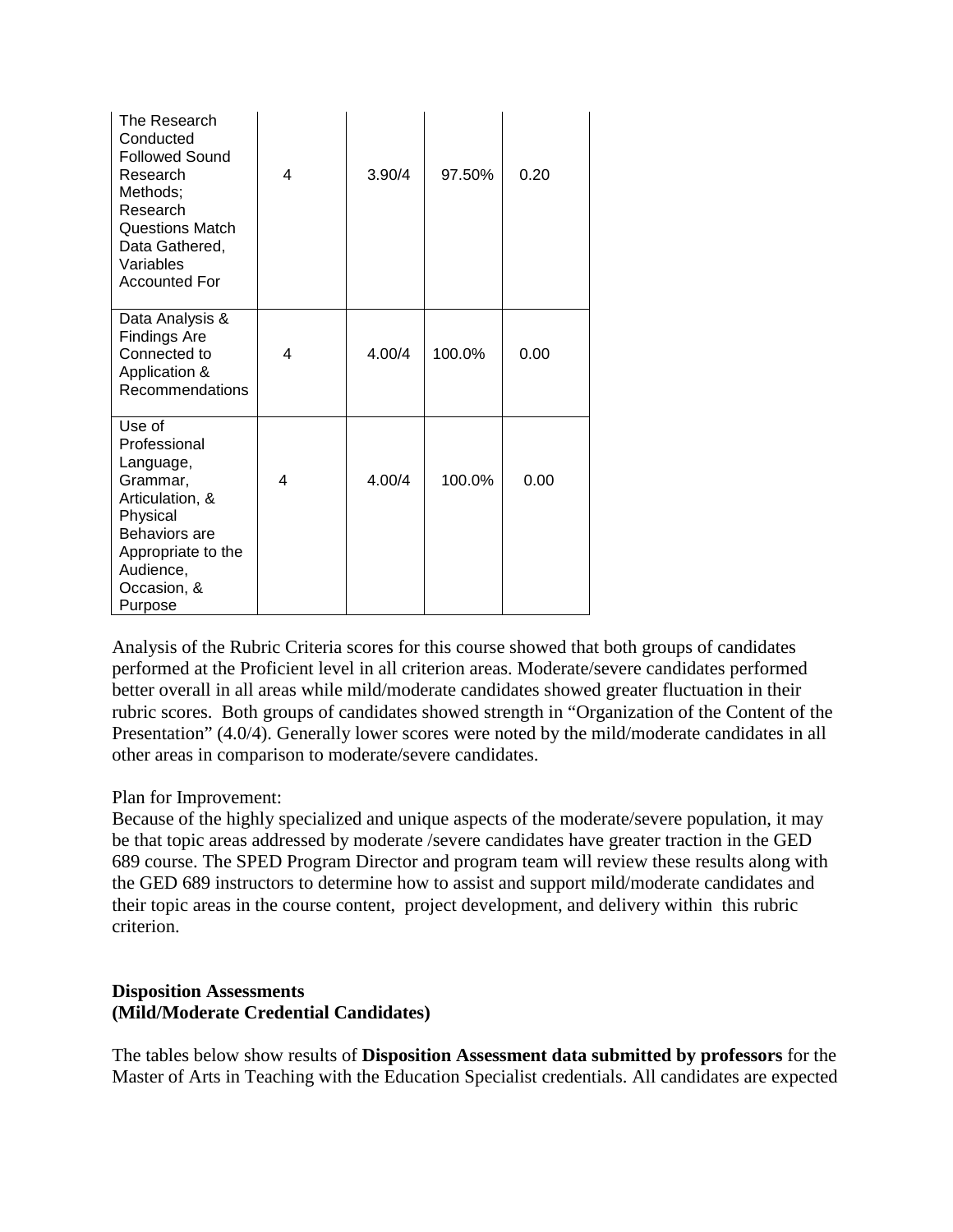| | | | | |
|---|---|---|---|---|
| The Research Conducted Followed Sound Research Methods; Research Questions Match Data Gathered, Variables Accounted For | 4 | 3.90/4 | 97.50% | 0.20 |
| Data Analysis & Findings Are Connected to Application & Recommendations | 4 | 4.00/4 | 100.0% | 0.00 |
| Use of Professional Language, Grammar, Articulation, & Physical Behaviors are Appropriate to the Audience, Occasion, & Purpose | 4 | 4.00/4 | 100.0% | 0.00 |

Analysis of the Rubric Criteria scores for this course showed that both groups of candidates performed at the Proficient level in all criterion areas. Moderate/severe candidates performed better overall in all areas while mild/moderate candidates showed greater fluctuation in their rubric scores. Both groups of candidates showed strength in "Organization of the Content of the Presentation" (4.0/4). Generally lower scores were noted by the mild/moderate candidates in all other areas in comparison to moderate/severe candidates.

Plan for Improvement:
Because of the highly specialized and unique aspects of the moderate/severe population, it may be that topic areas addressed by moderate /severe candidates have greater traction in the GED 689 course. The SPED Program Director and program team will review these results along with the GED 689 instructors to determine how to assist and support mild/moderate candidates and their topic areas in the course content, project development, and delivery within this rubric criterion.

**Disposition Assessments**
**(Mild/Moderate Credential Candidates)**

The tables below show results of **Disposition Assessment data submitted by professors** for the Master of Arts in Teaching with the Education Specialist credentials. All candidates are expected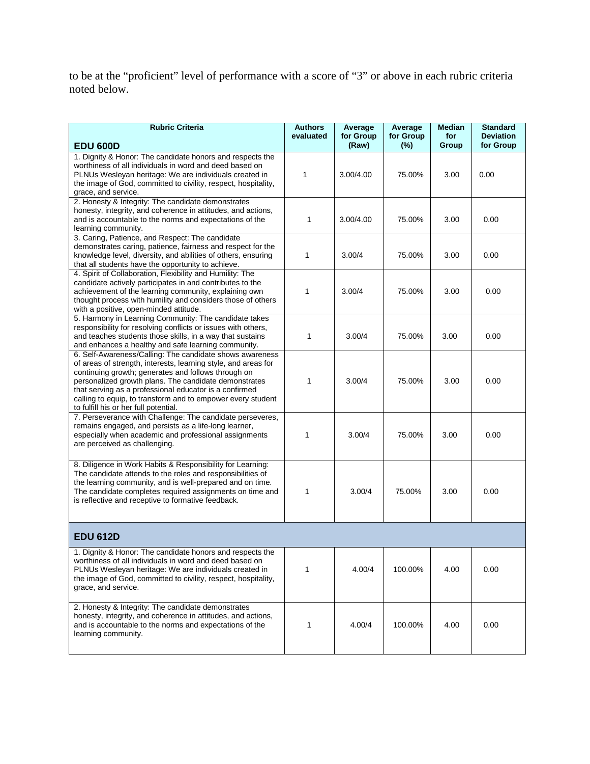to be at the "proficient" level of performance with a score of "3" or above in each rubric criteria noted below.

| Rubric Criteria | Authors evaluated | Average for Group (Raw) | Average for Group (%) | Median for Group | Standard Deviation for Group |
|---|---|---|---|---|---|
| **EDU 600D** | | | | | |
| 1. Dignity & Honor: The candidate honors and respects the worthiness of all individuals in word and deed based on PLNUs Wesleyan heritage: We are individuals created in the image of God, committed to civility, respect, hospitality, grace, and service. | 1 | 3.00/4.00 | 75.00% | 3.00 | 0.00 |
| 2. Honesty & Integrity: The candidate demonstrates honesty, integrity, and coherence in attitudes, and actions, and is accountable to the norms and expectations of the learning community. | 1 | 3.00/4.00 | 75.00% | 3.00 | 0.00 |
| 3. Caring, Patience, and Respect: The candidate demonstrates caring, patience, fairness and respect for the knowledge level, diversity, and abilities of others, ensuring that all students have the opportunity to achieve. | 1 | 3.00/4 | 75.00% | 3.00 | 0.00 |
| 4. Spirit of Collaboration, Flexibility and Humility: The candidate actively participates in and contributes to the achievement of the learning community, explaining own thought process with humility and considers those of others with a positive, open-minded attitude. | 1 | 3.00/4 | 75.00% | 3.00 | 0.00 |
| 5. Harmony in Learning Community: The candidate takes responsibility for resolving conflicts or issues with others, and teaches students those skills, in a way that sustains and enhances a healthy and safe learning community. | 1 | 3.00/4 | 75.00% | 3.00 | 0.00 |
| 6. Self-Awareness/Calling: The candidate shows awareness of areas of strength, interests, learning style, and areas for continuing growth; generates and follows through on personalized growth plans. The candidate demonstrates that serving as a professional educator is a confirmed calling to equip, to transform and to empower every student to fulfill his or her full potential. | 1 | 3.00/4 | 75.00% | 3.00 | 0.00 |
| 7. Perseverance with Challenge: The candidate perseveres, remains engaged, and persists as a life-long learner, especially when academic and professional assignments are perceived as challenging. | 1 | 3.00/4 | 75.00% | 3.00 | 0.00 |
| 8. Diligence in Work Habits & Responsibility for Learning: The candidate attends to the roles and responsibilities of the learning community, and is well-prepared and on time. The candidate completes required assignments on time and is reflective and receptive to formative feedback. | 1 | 3.00/4 | 75.00% | 3.00 | 0.00 |
| **EDU 612D** | | | | | |
| 1. Dignity & Honor: The candidate honors and respects the worthiness of all individuals in word and deed based on PLNUs Wesleyan heritage: We are individuals created in the image of God, committed to civility, respect, hospitality, grace, and service. | 1 | 4.00/4 | 100.00% | 4.00 | 0.00 |
| 2. Honesty & Integrity: The candidate demonstrates honesty, integrity, and coherence in attitudes, and actions, and is accountable to the norms and expectations of the learning community. | 1 | 4.00/4 | 100.00% | 4.00 | 0.00 |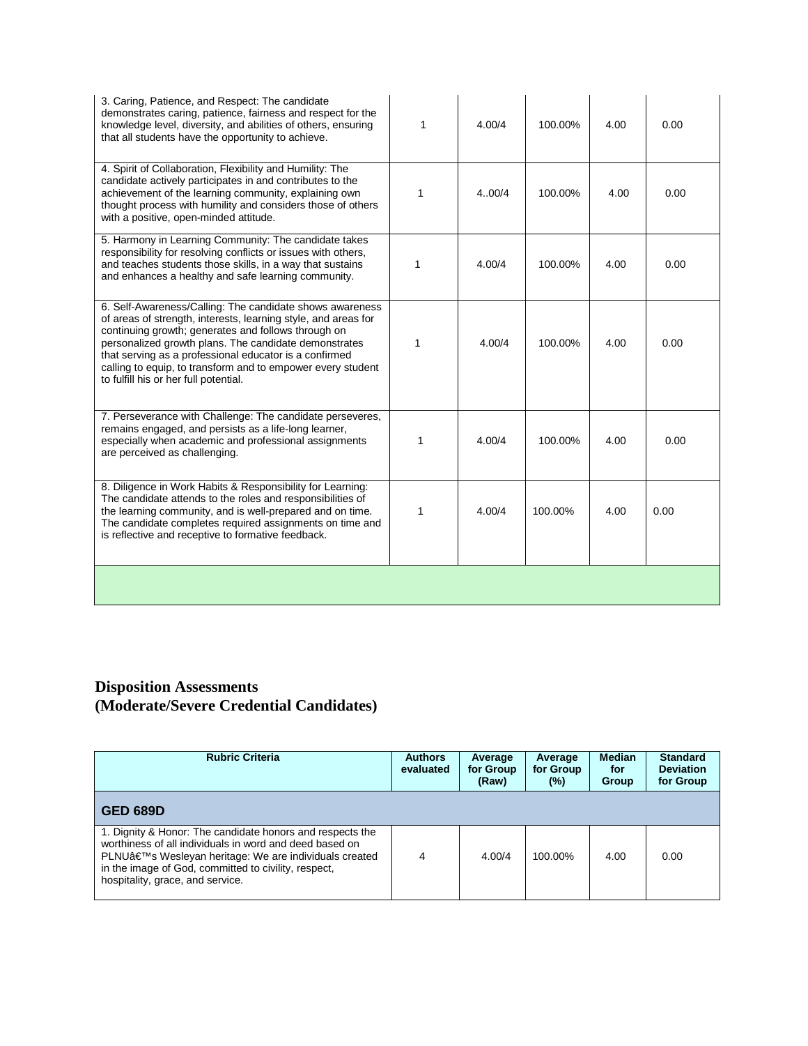| | | | | | |
|---|---|---|---|---|---|
| 3. Caring, Patience, and Respect: The candidate demonstrates caring, patience, fairness and respect for the knowledge level, diversity, and abilities of others, ensuring that all students have the opportunity to achieve. | 1 | 4.00/4 | 100.00% | 4.00 | 0.00 |
| 4. Spirit of Collaboration, Flexibility and Humility: The candidate actively participates in and contributes to the achievement of the learning community, explaining own thought process with humility and considers those of others with a positive, open-minded attitude. | 1 | 4..00/4 | 100.00% | 4.00 | 0.00 |
| 5. Harmony in Learning Community: The candidate takes responsibility for resolving conflicts or issues with others, and teaches students those skills, in a way that sustains and enhances a healthy and safe learning community. | 1 | 4.00/4 | 100.00% | 4.00 | 0.00 |
| 6. Self-Awareness/Calling: The candidate shows awareness of areas of strength, interests, learning style, and areas for continuing growth; generates and follows through on personalized growth plans. The candidate demonstrates that serving as a professional educator is a confirmed calling to equip, to transform and to empower every student to fulfill his or her full potential. | 1 | 4.00/4 | 100.00% | 4.00 | 0.00 |
| 7. Perseverance with Challenge: The candidate perseveres, remains engaged, and persists as a life-long learner, especially when academic and professional assignments are perceived as challenging. | 1 | 4.00/4 | 100.00% | 4.00 | 0.00 |
| 8. Diligence in Work Habits & Responsibility for Learning: The candidate attends to the roles and responsibilities of the learning community, and is well-prepared and on time. The candidate completes required assignments on time and is reflective and receptive to formative feedback. | 1 | 4.00/4 | 100.00% | 4.00 | 0.00 |
| | | | | | |

## Disposition Assessments
## (Moderate/Severe Credential Candidates)

| Rubric Criteria | Authors evaluated | Average for Group (Raw) | Average for Group (%) | Median for Group | Standard Deviation for Group |
|---|---|---|---|---|---|
| **GED 689D** | | | | | |
| 1. Dignity & Honor: The candidate honors and respects the worthiness of all individuals in word and deed based on PLNUâ€™s Wesleyan heritage: We are individuals created in the image of God, committed to civility, respect, hospitality, grace, and service. | 4 | 4.00/4 | 100.00% | 4.00 | 0.00 |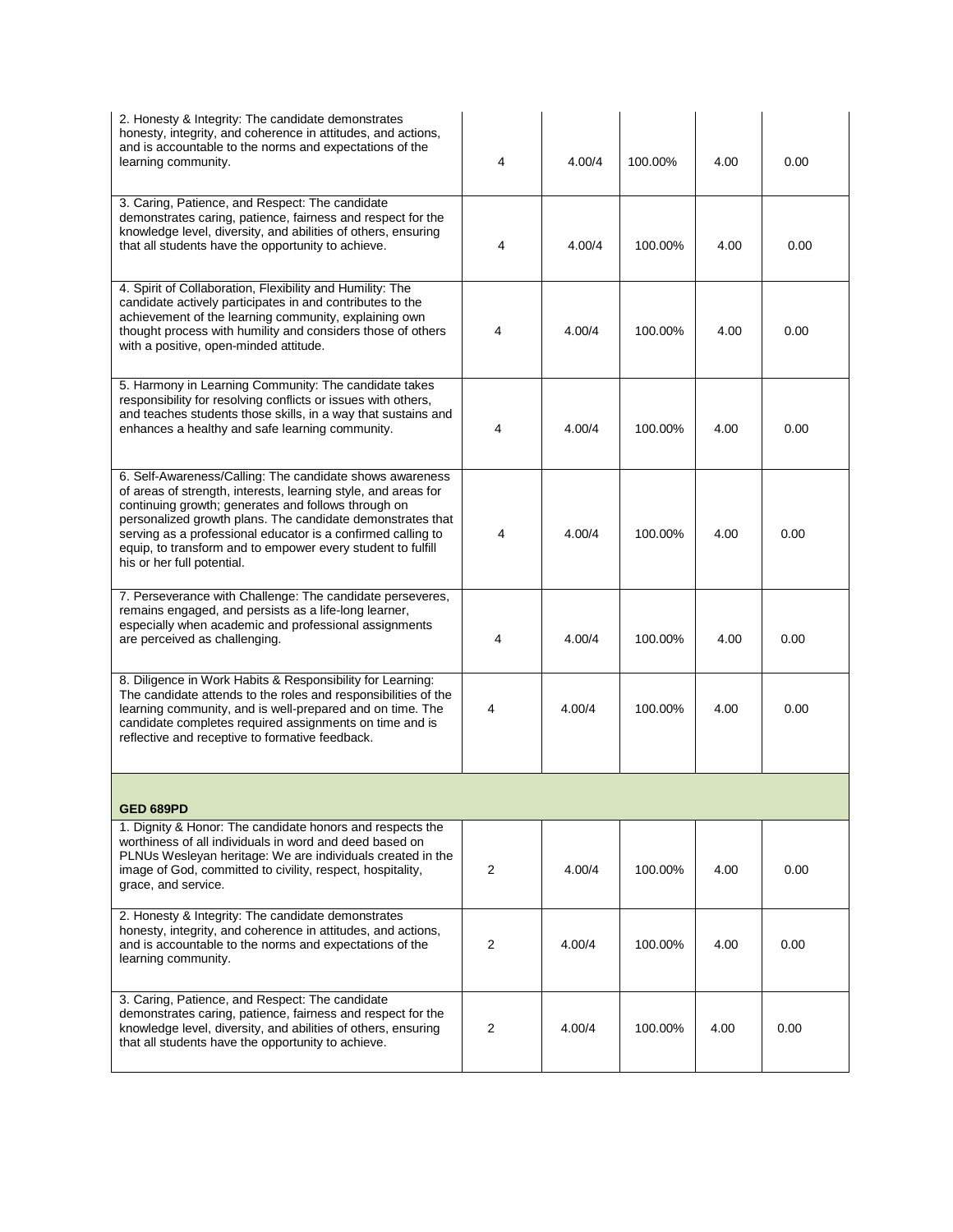| | | | | | |
|---|---|---|---|---|---|
| 2. Honesty & Integrity: The candidate demonstrates honesty, integrity, and coherence in attitudes, and actions, and is accountable to the norms and expectations of the learning community. | 4 | 4.00/4 | 100.00% | 4.00 | 0.00 |
| 3. Caring, Patience, and Respect: The candidate demonstrates caring, patience, fairness and respect for the knowledge level, diversity, and abilities of others, ensuring that all students have the opportunity to achieve. | 4 | 4.00/4 | 100.00% | 4.00 | 0.00 |
| 4. Spirit of Collaboration, Flexibility and Humility: The candidate actively participates in and contributes to the achievement of the learning community, explaining own thought process with humility and considers those of others with a positive, open-minded attitude. | 4 | 4.00/4 | 100.00% | 4.00 | 0.00 |
| 5. Harmony in Learning Community: The candidate takes responsibility for resolving conflicts or issues with others, and teaches students those skills, in a way that sustains and enhances a healthy and safe learning community. | 4 | 4.00/4 | 100.00% | 4.00 | 0.00 |
| 6. Self-Awareness/Calling: The candidate shows awareness of areas of strength, interests, learning style, and areas for continuing growth; generates and follows through on personalized growth plans. The candidate demonstrates that serving as a professional educator is a confirmed calling to equip, to transform and to empower every student to fulfill his or her full potential. | 4 | 4.00/4 | 100.00% | 4.00 | 0.00 |
| 7. Perseverance with Challenge: The candidate perseveres, remains engaged, and persists as a life-long learner, especially when academic and professional assignments are perceived as challenging. | 4 | 4.00/4 | 100.00% | 4.00 | 0.00 |
| 8. Diligence in Work Habits & Responsibility for Learning: The candidate attends to the roles and responsibilities of the learning community, and is well-prepared and on time. The candidate completes required assignments on time and is reflective and receptive to formative feedback. | 4 | 4.00/4 | 100.00% | 4.00 | 0.00 |
| **GED 689PD** | | | | | |
| 1. Dignity & Honor: The candidate honors and respects the worthiness of all individuals in word and deed based on PLNUs Wesleyan heritage: We are individuals created in the image of God, committed to civility, respect, hospitality, grace, and service. | 2 | 4.00/4 | 100.00% | 4.00 | 0.00 |
| 2. Honesty & Integrity: The candidate demonstrates honesty, integrity, and coherence in attitudes, and actions, and is accountable to the norms and expectations of the learning community. | 2 | 4.00/4 | 100.00% | 4.00 | 0.00 |
| 3. Caring, Patience, and Respect: The candidate demonstrates caring, patience, fairness and respect for the knowledge level, diversity, and abilities of others, ensuring that all students have the opportunity to achieve. | 2 | 4.00/4 | 100.00% | 4.00 | 0.00 |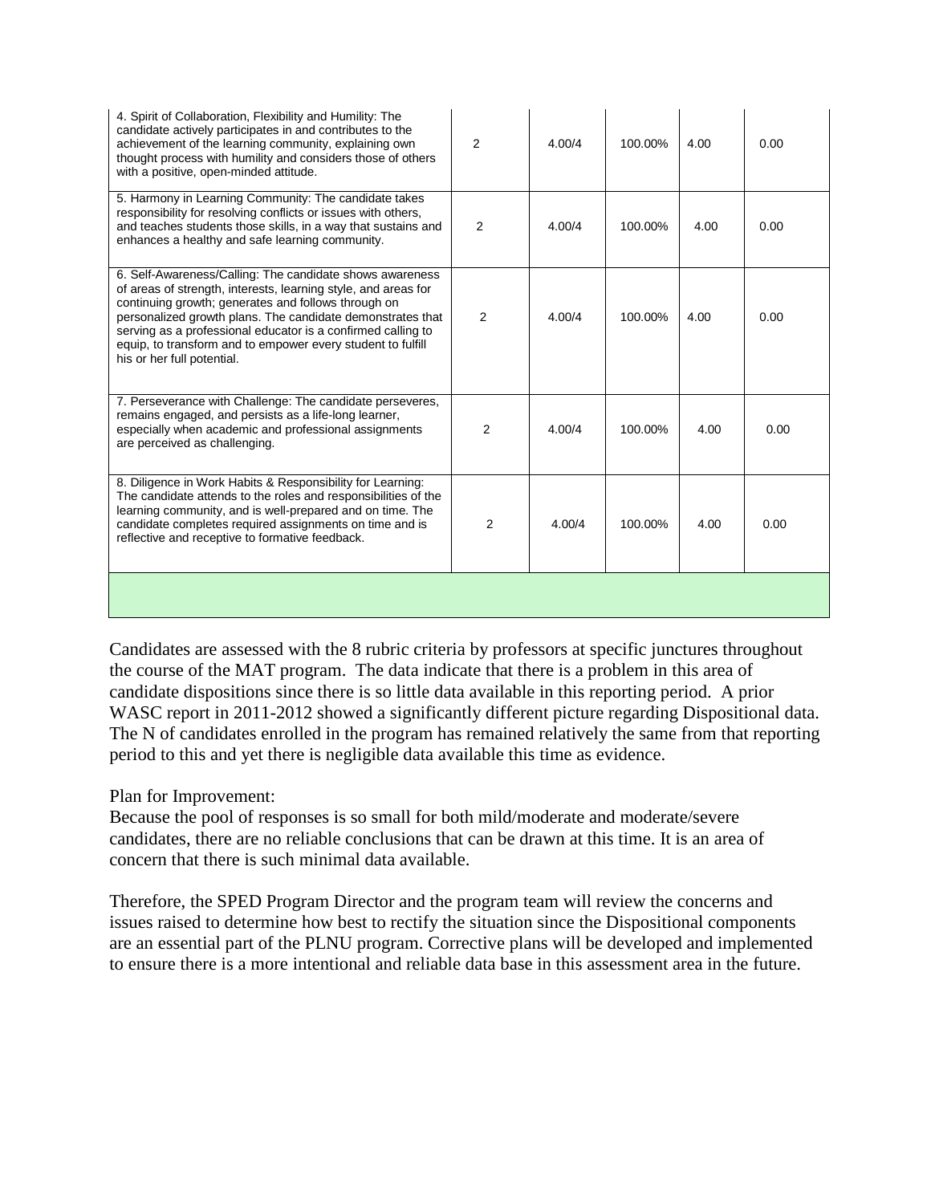| | | | | | |
|---|---|---|---|---|---|
| 4. Spirit of Collaboration, Flexibility and Humility: The candidate actively participates in and contributes to the achievement of the learning community, explaining own thought process with humility and considers those of others with a positive, open-minded attitude. | 2 | 4.00/4 | 100.00% | 4.00 | 0.00 |
| 5. Harmony in Learning Community: The candidate takes responsibility for resolving conflicts or issues with others, and teaches students those skills, in a way that sustains and enhances a healthy and safe learning community. | 2 | 4.00/4 | 100.00% | 4.00 | 0.00 |
| 6. Self-Awareness/Calling: The candidate shows awareness of areas of strength, interests, learning style, and areas for continuing growth; generates and follows through on personalized growth plans. The candidate demonstrates that serving as a professional educator is a confirmed calling to equip, to transform and to empower every student to fulfill his or her full potential. | 2 | 4.00/4 | 100.00% | 4.00 | 0.00 |
| 7. Perseverance with Challenge: The candidate perseveres, remains engaged, and persists as a life-long learner, especially when academic and professional assignments are perceived as challenging. | 2 | 4.00/4 | 100.00% | 4.00 | 0.00 |
| 8. Diligence in Work Habits & Responsibility for Learning: The candidate attends to the roles and responsibilities of the learning community, and is well-prepared and on time. The candidate completes required assignments on time and is reflective and receptive to formative feedback. | 2 | 4.00/4 | 100.00% | 4.00 | 0.00 |

Candidates are assessed with the 8 rubric criteria by professors at specific junctures throughout the course of the MAT program. The data indicate that there is a problem in this area of candidate dispositions since there is so little data available in this reporting period. A prior WASC report in 2011-2012 showed a significantly different picture regarding Dispositional data. The N of candidates enrolled in the program has remained relatively the same from that reporting period to this and yet there is negligible data available this time as evidence.

Plan for Improvement:

Because the pool of responses is so small for both mild/moderate and moderate/severe candidates, there are no reliable conclusions that can be drawn at this time. It is an area of concern that there is such minimal data available.

Therefore, the SPED Program Director and the program team will review the concerns and issues raised to determine how best to rectify the situation since the Dispositional components are an essential part of the PLNU program. Corrective plans will be developed and implemented to ensure there is a more intentional and reliable data base in this assessment area in the future.